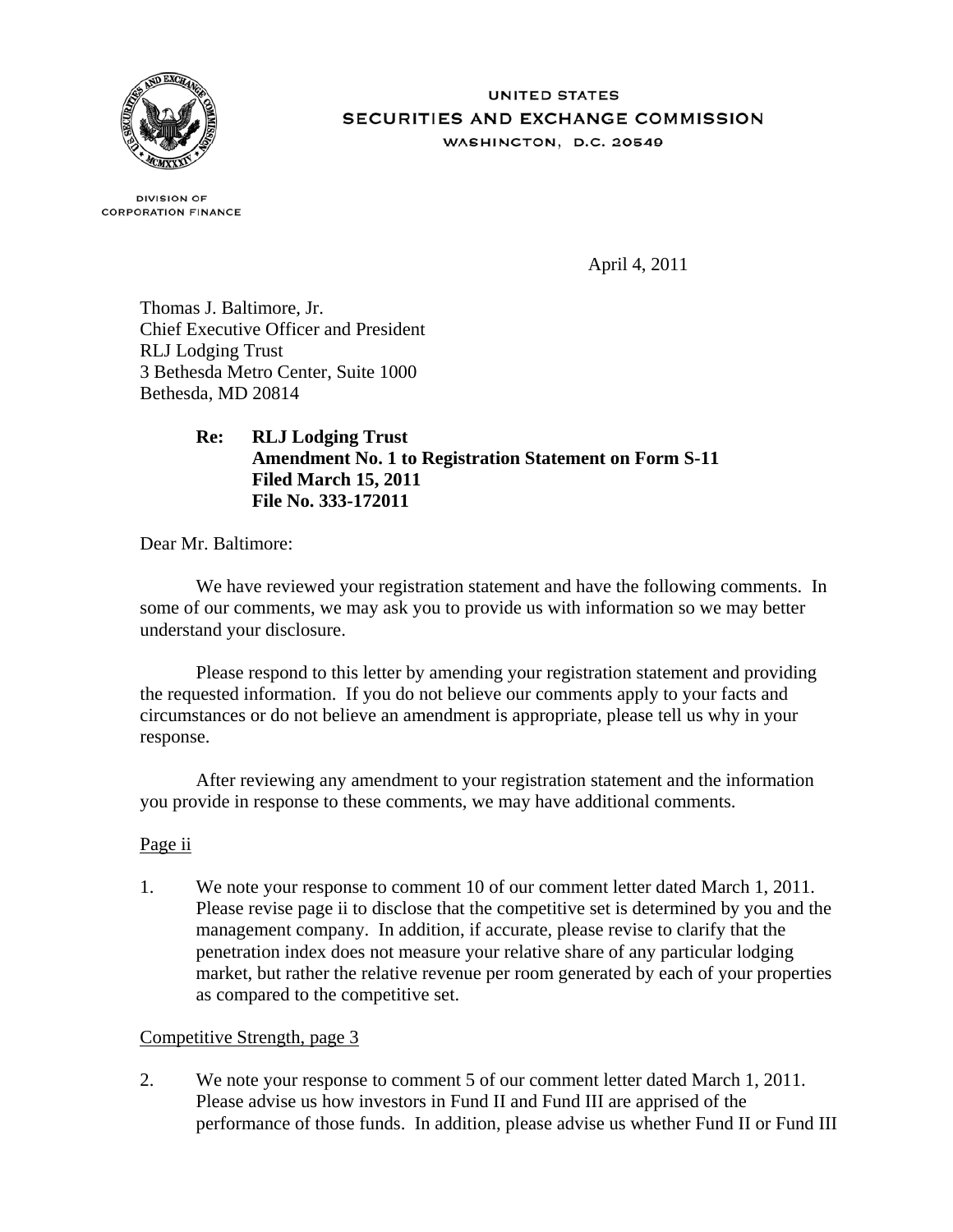UNITED STATES
SECURITIES AND EXCHANGE COMMISSION
WASHINGTON, D.C. 20549

DIVISION OF
CORPORATION FINANCE

April 4, 2011

Thomas J. Baltimore, Jr.
Chief Executive Officer and President
RLJ Lodging Trust
3 Bethesda Metro Center, Suite 1000
Bethesda, MD 20814

**Re: RLJ Lodging Trust**
**Amendment No. 1 to Registration Statement on Form S-11**
**Filed March 15, 2011**
**File No. 333-172011**

Dear Mr. Baltimore:

We have reviewed your registration statement and have the following comments. In some of our comments, we may ask you to provide us with information so we may better understand your disclosure.

Please respond to this letter by amending your registration statement and providing the requested information. If you do not believe our comments apply to your facts and circumstances or do not believe an amendment is appropriate, please tell us why in your response.

After reviewing any amendment to your registration statement and the information you provide in response to these comments, we may have additional comments.

Page ii

1. We note your response to comment 10 of our comment letter dated March 1, 2011. Please revise page ii to disclose that the competitive set is determined by you and the management company. In addition, if accurate, please revise to clarify that the penetration index does not measure your relative share of any particular lodging market, but rather the relative revenue per room generated by each of your properties as compared to the competitive set.

Competitive Strength, page 3

2. We note your response to comment 5 of our comment letter dated March 1, 2011. Please advise us how investors in Fund II and Fund III are apprised of the performance of those funds. In addition, please advise us whether Fund II or Fund III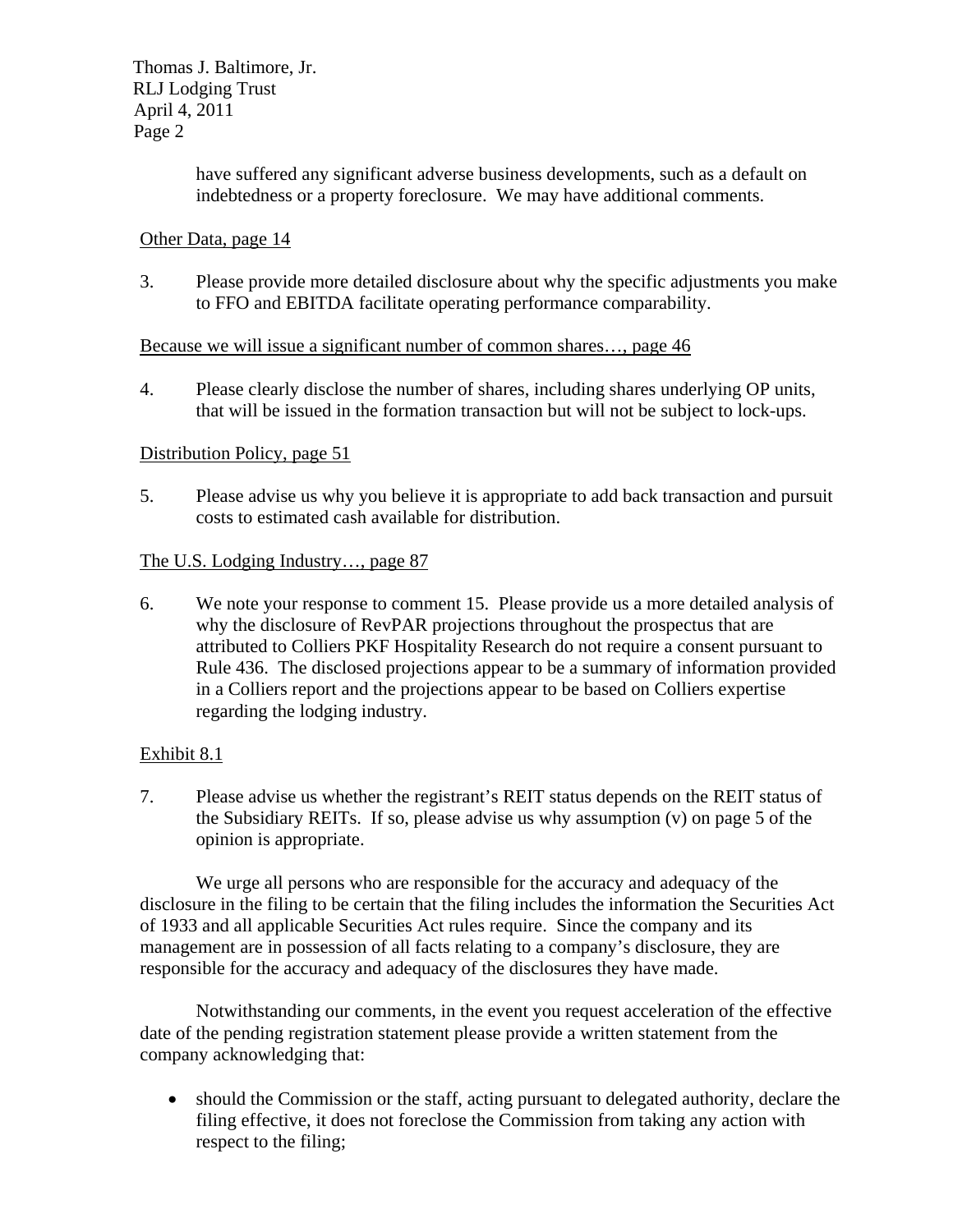have suffered any significant adverse business developments, such as a default on indebtedness or a property foreclosure. We may have additional comments.

Other Data, page 14

3. Please provide more detailed disclosure about why the specific adjustments you make to FFO and EBITDA facilitate operating performance comparability.

Because we will issue a significant number of common shares…, page 46

4. Please clearly disclose the number of shares, including shares underlying OP units, that will be issued in the formation transaction but will not be subject to lock-ups.

Distribution Policy, page 51

5. Please advise us why you believe it is appropriate to add back transaction and pursuit costs to estimated cash available for distribution.

The U.S. Lodging Industry…, page 87

6. We note your response to comment 15. Please provide us a more detailed analysis of why the disclosure of RevPAR projections throughout the prospectus that are attributed to Colliers PKF Hospitality Research do not require a consent pursuant to Rule 436. The disclosed projections appear to be a summary of information provided in a Colliers report and the projections appear to be based on Colliers expertise regarding the lodging industry.

Exhibit 8.1

7. Please advise us whether the registrant's REIT status depends on the REIT status of the Subsidiary REITs. If so, please advise us why assumption (v) on page 5 of the opinion is appropriate.

We urge all persons who are responsible for the accuracy and adequacy of the disclosure in the filing to be certain that the filing includes the information the Securities Act of 1933 and all applicable Securities Act rules require. Since the company and its management are in possession of all facts relating to a company's disclosure, they are responsible for the accuracy and adequacy of the disclosures they have made.

Notwithstanding our comments, in the event you request acceleration of the effective date of the pending registration statement please provide a written statement from the company acknowledging that:

- should the Commission or the staff, acting pursuant to delegated authority, declare the filing effective, it does not foreclose the Commission from taking any action with respect to the filing;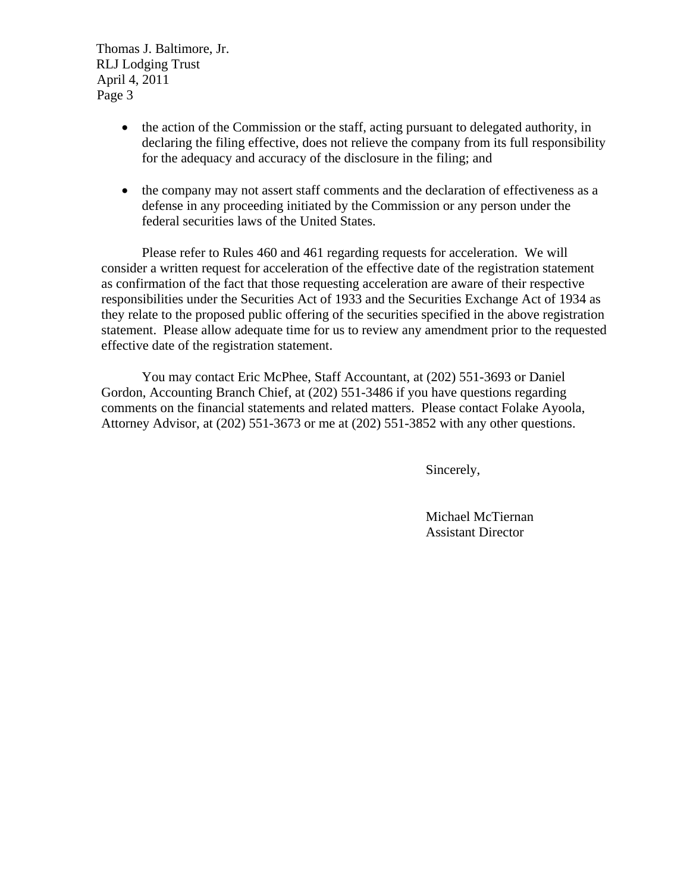- the action of the Commission or the staff, acting pursuant to delegated authority, in declaring the filing effective, does not relieve the company from its full responsibility for the adequacy and accuracy of the disclosure in the filing; and

- the company may not assert staff comments and the declaration of effectiveness as a defense in any proceeding initiated by the Commission or any person under the federal securities laws of the United States.

Please refer to Rules 460 and 461 regarding requests for acceleration. We will consider a written request for acceleration of the effective date of the registration statement as confirmation of the fact that those requesting acceleration are aware of their respective responsibilities under the Securities Act of 1933 and the Securities Exchange Act of 1934 as they relate to the proposed public offering of the securities specified in the above registration statement. Please allow adequate time for us to review any amendment prior to the requested effective date of the registration statement.

You may contact Eric McPhee, Staff Accountant, at (202) 551-3693 or Daniel Gordon, Accounting Branch Chief, at (202) 551-3486 if you have questions regarding comments on the financial statements and related matters. Please contact Folake Ayoola, Attorney Advisor, at (202) 551-3673 or me at (202) 551-3852 with any other questions.

Sincerely,

Michael McTiernan
Assistant Director